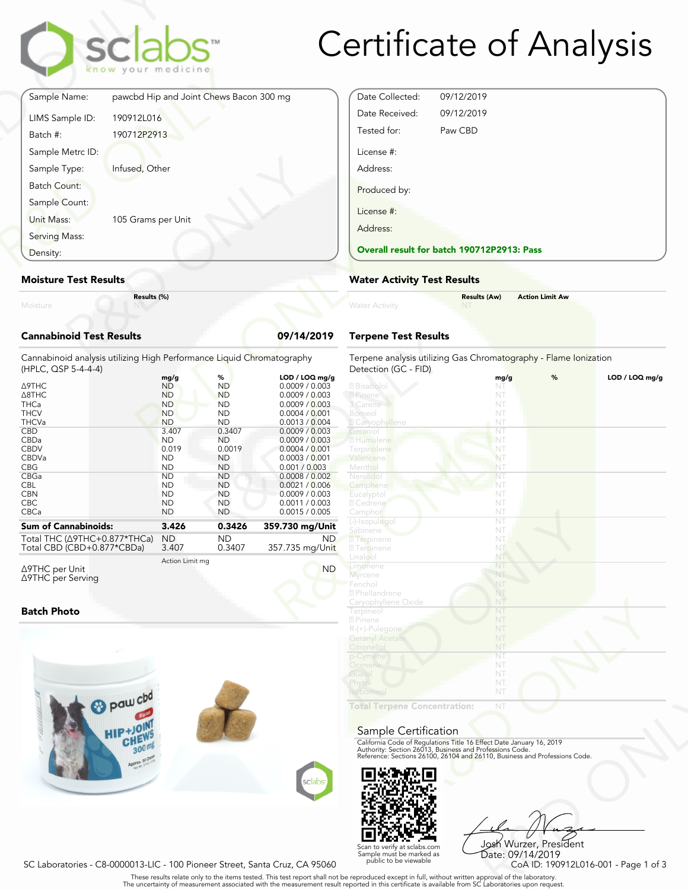# Certificate of Analysis

| | |
|---|---|
| Sample Name: | pawcbd Hip and Joint Chews Bacon 300 mg |
| LIMS Sample ID: | 190912L016 |
| Batch #: | 190712P2913 |
| Sample Metrc ID: | |
| Sample Type: | Infused, Other |
| Batch Count: | |
| Sample Count: | |
| Unit Mass: | 105 Grams per Unit |
| Serving Mass: | |
| Density: | |

| | |
|---|---|
| Date Collected: | 09/12/2019 |
| Date Received: | 09/12/2019 |
| Tested for: | Paw CBD |
| License #: | |
| Address: | |
| Produced by: | |
| License #: | |
| Address: | |

**Overall result for batch 190712P2913: Pass**

## Moisture Test Results

| | Results (%) |
|---|---|
| Moisture | NT |

## Water Activity Test Results

| | Results (Aw) | Action Limit Aw |
|---|---|---|
| Water Activity | NT | |

## Cannabinoid Test Results — 09/14/2019

Cannabinoid analysis utilizing High Performance Liquid Chromatography (HPLC, QSP 5-4-4-4)

| | mg/g | % | LOD / LOQ mg/g |
|---|---|---|---|
| Δ9THC | ND | ND | 0.0009 / 0.003 |
| Δ8THC | ND | ND | 0.0009 / 0.003 |
| THCa | ND | ND | 0.0009 / 0.003 |
| THCV | ND | ND | 0.0004 / 0.001 |
| THCVa | ND | ND | 0.0013 / 0.004 |
| CBD | 3.407 | 0.3407 | 0.0009 / 0.003 |
| CBDa | ND | ND | 0.0009 / 0.003 |
| CBDV | 0.019 | 0.0019 | 0.0004 / 0.001 |
| CBDVa | ND | ND | 0.0003 / 0.001 |
| CBG | ND | ND | 0.001 / 0.003 |
| CBGa | ND | ND | 0.0008 / 0.002 |
| CBL | ND | ND | 0.0021 / 0.006 |
| CBN | ND | ND | 0.0009 / 0.003 |
| CBC | ND | ND | 0.0011 / 0.003 |
| CBCa | ND | ND | 0.0015 / 0.005 |
| **Sum of Cannabinoids:** | **3.426** | **0.3426** | **359.730 mg/Unit** |
| Total THC (Δ9THC+0.877*THCa) | ND | ND | ND |
| Total CBD (CBD+0.877*CBDa) | 3.407 | 0.3407 | 357.735 mg/Unit |

| | Action Limit mg | |
|---|---|---|
| Δ9THC per Unit | | ND |
| Δ9THC per Serving | | |

## Terpene Test Results

Terpene analysis utilizing Gas Chromatography - Flame Ionization Detection (GC - FID)

| | mg/g | % | LOD / LOQ mg/g |
|---|---|---|---|
| Bisabolol | NT | | |
| Pinene | NT | | |
| 3 Carene | NT | | |
| Borneol | NT | | |
| Caryophyllene | NT | | |
| Geraniol | NT | | |
| Humulene | NT | | |
| Terpinolene | NT | | |
| Valencene | NT | | |
| Menthol | NT | | |
| Nerolidol | NT | | |
| Camphene | NT | | |
| Eucalyptol | NT | | |
| Cedrene | NT | | |
| Camphor | NT | | |
| (-)-Isopulegol | NT | | |
| Sabinene | NT | | |
| Terpinene | NT | | |
| Terpinene | NT | | |
| Linalool | NT | | |
| Limonene | NT | | |
| Myrcene | NT | | |
| Fenchol | NT | | |
| Phellandrene | NT | | |
| Caryophyllene Oxide | NT | | |
| Terpineol | NT | | |
| Pinene | NT | | |
| R-(+)-Pulegone | NT | | |
| Geranyl Acetate | NT | | |
| Citronellol | NT | | |
| p-Cymene | NT | | |
| Ocimene | NT | | |
| Guaiol | NT | | |
| Phytol | NT | | |
| Isoborneol | NT | | |
| **Total Terpene Concentration:** | NT | | |

## Batch Photo

## Sample Certification

California Code of Regulations Title 16 Effect Date January 16, 2019
Authority: Section 26013, Business and Professions Code.
Reference: Sections 26100, 26104 and 26110, Business and Professions Code.

Scan to verify at sclabs.com
Sample must be marked as public to be viewable

Josh Wurzer, President
Date: 09/14/2019

SC Laboratories - C8-0000013-LIC - 100 Pioneer Street, Santa Cruz, CA 95060

CoA ID: 190912L016-001

These results relate only to the items tested. This test report shall not be reproduced except in full, without written approval of the laboratory. The uncertainty of measurement associated with the measurement result reported in this certificate is available from SC Laboratories upon request.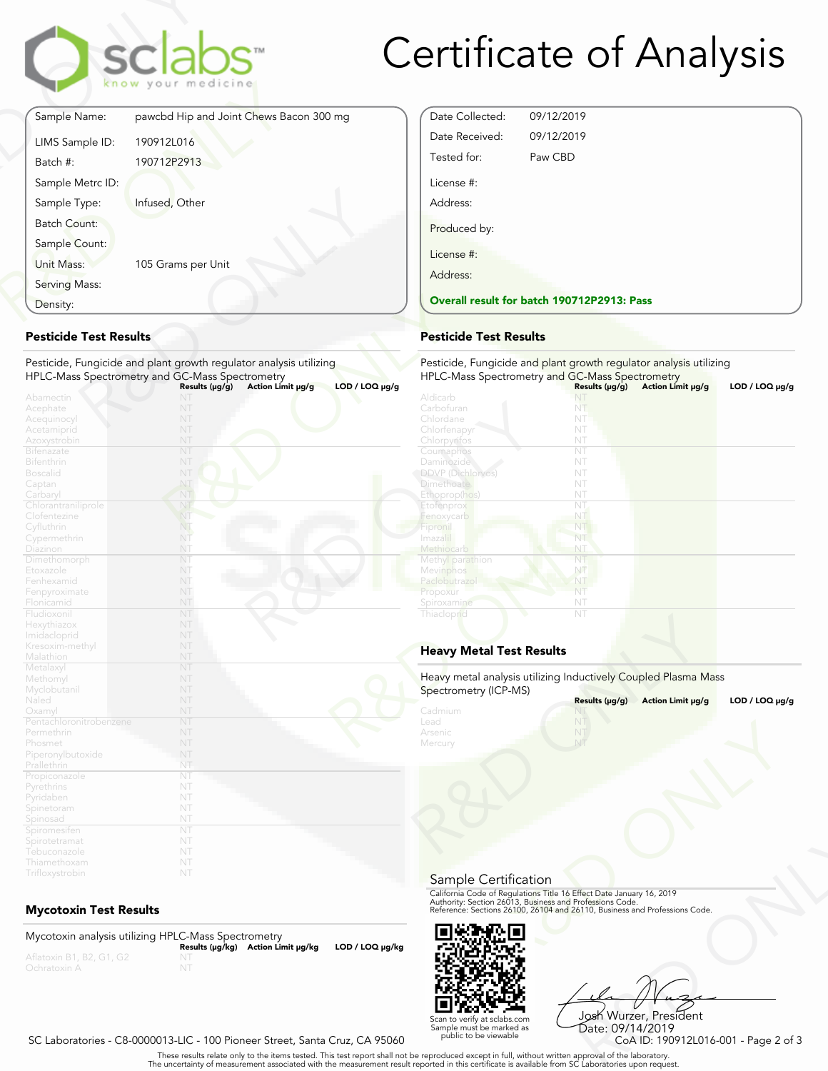# Certificate of Analysis

| | |
|---|---|
| Sample Name: | pawcbd Hip and Joint Chews Bacon 300 mg |
| LIMS Sample ID: | 190912L016 |
| Batch #: | 190712P2913 |
| Sample Metrc ID: | |
| Sample Type: | Infused, Other |
| Batch Count: | |
| Sample Count: | |
| Unit Mass: | 105 Grams per Unit |
| Serving Mass: | |
| Density: | |

| | |
|---|---|
| Date Collected: | 09/12/2019 |
| Date Received: | 09/12/2019 |
| Tested for: | Paw CBD |
| License #: | |
| Address: | |
| Produced by: | |
| License #: | |
| Address: | |

**Overall result for batch 190712P2913: Pass**

## Pesticide Test Results

Pesticide, Fungicide and plant growth regulator analysis utilizing HPLC-Mass Spectrometry and GC-Mass Spectrometry

| | Results (μg/g) | Action Limit μg/g | LOD / LOQ μg/g |
|---|---|---|---|
| Abamectin | NT | | |
| Acephate | NT | | |
| Acequinocyl | NT | | |
| Acetamiprid | NT | | |
| Azoxystrobin | NT | | |
| Bifenazate | NT | | |
| Bifenthrin | NT | | |
| Boscalid | NT | | |
| Captan | NT | | |
| Carbaryl | NT | | |
| Chlorantraniliprole | NT | | |
| Clofentezine | NT | | |
| Cyfluthrin | NT | | |
| Cypermethrin | NT | | |
| Diazinon | NT | | |
| Dimethomorph | NT | | |
| Etoxazole | NT | | |
| Fenhexamid | NT | | |
| Fenpyroximate | NT | | |
| Flonicamid | NT | | |
| Fludioxonil | NT | | |
| Hexythiazox | NT | | |
| Imidacloprid | NT | | |
| Kresoxim-methyl | NT | | |
| Malathion | NT | | |
| Metalaxyl | NT | | |
| Methomyl | NT | | |
| Myclobutanil | NT | | |
| Naled | NT | | |
| Oxamyl | NT | | |
| Pentachloronitrobenzene | NT | | |
| Permethrin | NT | | |
| Phosmet | NT | | |
| Piperonylbutoxide | NT | | |
| Prallethrin | NT | | |
| Propiconazole | NT | | |
| Pyrethrins | NT | | |
| Pyridaben | NT | | |
| Spinetoram | NT | | |
| Spinosad | NT | | |
| Spiromesifen | NT | | |
| Spirotetramat | NT | | |
| Tebuconazole | NT | | |
| Thiamethoxam | NT | | |
| Trifloxystrobin | NT | | |

## Pesticide Test Results

Pesticide, Fungicide and plant growth regulator analysis utilizing HPLC-Mass Spectrometry and GC-Mass Spectrometry

| | Results (μg/g) | Action Limit μg/g | LOD / LOQ μg/g |
|---|---|---|---|
| Aldicarb | NT | | |
| Carbofuran | NT | | |
| Chlordane | NT | | |
| Chlorfenapyr | NT | | |
| Chlorpyrifos | NT | | |
| Coumaphos | NT | | |
| Daminozide | NT | | |
| DDVP (Dichlorvos) | NT | | |
| Dimethoate | NT | | |
| Ethoprop(hos) | NT | | |
| Etofenprox | NT | | |
| Fenoxycarb | NT | | |
| Fipronil | NT | | |
| Imazalil | NT | | |
| Methiocarb | NT | | |
| Methyl parathion | NT | | |
| Mevinphos | NT | | |
| Paclobutrazol | NT | | |
| Propoxur | NT | | |
| Spiroxamine | NT | | |
| Thiacloprid | NT | | |

## Mycotoxin Test Results

Mycotoxin analysis utilizing HPLC-Mass Spectrometry

| | Results (μg/kg) | Action Limit μg/kg | LOD / LOQ μg/kg |
|---|---|---|---|
| Aflatoxin B1, B2, G1, G2 | NT | | |
| Ochratoxin A | NT | | |

## Heavy Metal Test Results

Heavy metal analysis utilizing Inductively Coupled Plasma Mass Spectrometry (ICP-MS)

| | Results (μg/g) | Action Limit μg/g | LOD / LOQ μg/g |
|---|---|---|---|
| Cadmium | NT | | |
| Lead | NT | | |
| Arsenic | NT | | |
| Mercury | NT | | |

## Sample Certification

California Code of Regulations Title 16 Effect Date January 16, 2019
Authority: Section 26013, Business and Professions Code.
Reference: Sections 26100, 26104 and 26110, Business and Professions Code.

Scan to verify at sclabs.com
Sample must be marked as public to be viewable

Josh Wurzer, President
Date: 09/14/2019

SC Laboratories - C8-0000013-LIC - 100 Pioneer Street, Santa Cruz, CA 95060

CoA ID: 190912L016-001

These results relate only to the items tested. This test report shall not be reproduced except in full, without written approval of the laboratory.
The uncertainty of measurement associated with the measurement result reported in this certificate is available from SC Laboratories upon request.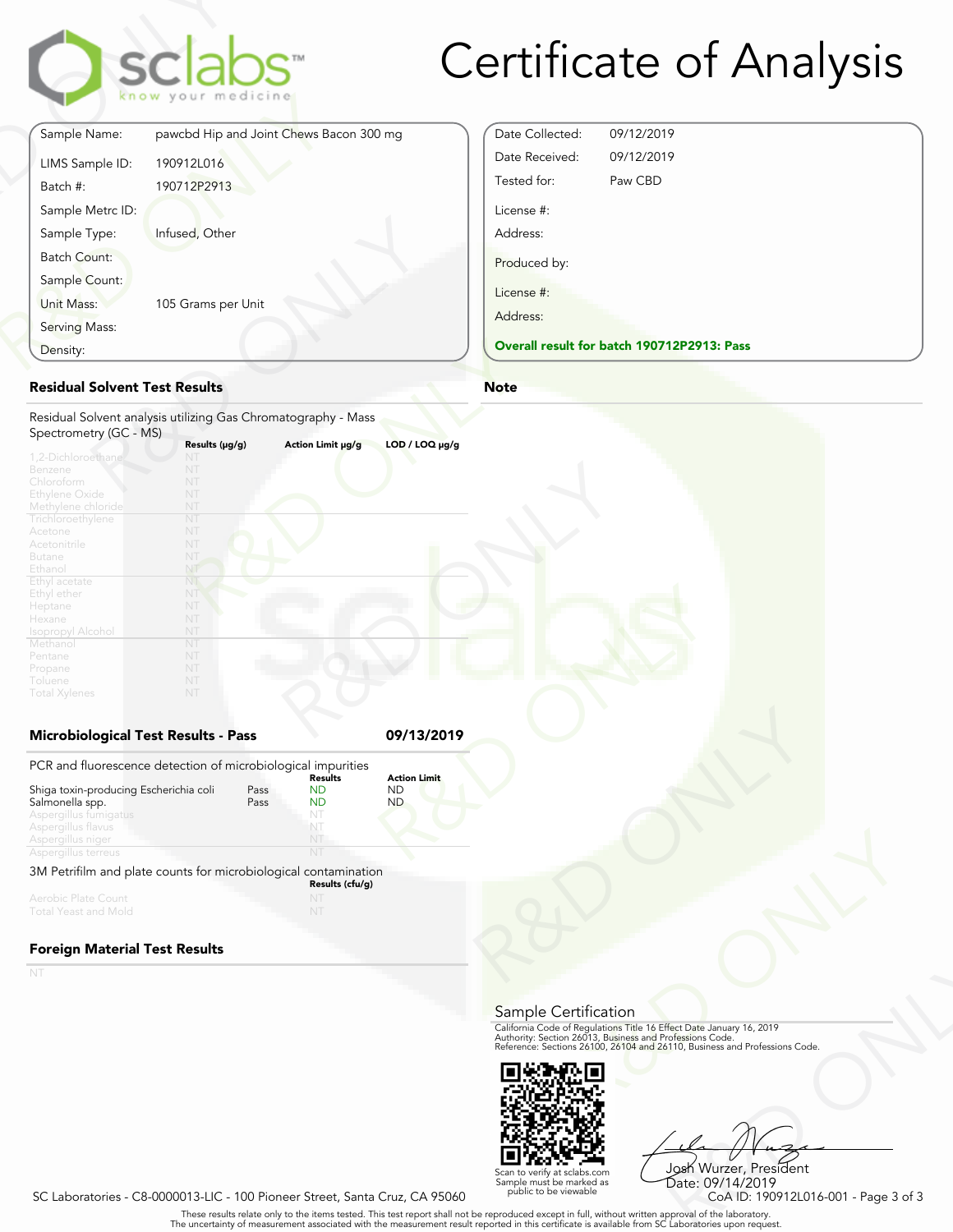# Certificate of Analysis

| | |
|---|---|
| Sample Name: | pawcbd Hip and Joint Chews Bacon 300 mg |
| LIMS Sample ID: | 190912L016 |
| Batch #: | 190712P2913 |
| Sample Metrc ID: | |
| Sample Type: | Infused, Other |
| Batch Count: | |
| Sample Count: | |
| Unit Mass: | 105 Grams per Unit |
| Serving Mass: | |
| Density: | |

| | |
|---|---|
| Date Collected: | 09/12/2019 |
| Date Received: | 09/12/2019 |
| Tested for: | Paw CBD |
| License #: | |
| Address: | |
| Produced by: | |
| License #: | |
| Address: | |

**Overall result for batch 190712P2913: Pass**

## Residual Solvent Test Results

Residual Solvent analysis utilizing Gas Chromatography - Mass Spectrometry (GC - MS)

| | Results (µg/g) | Action Limit µg/g | LOD / LOQ µg/g |
|---|---|---|---|
| 1,2-Dichloroethane | NT | | |
| Benzene | NT | | |
| Chloroform | NT | | |
| Ethylene Oxide | NT | | |
| Methylene chloride | NT | | |
| Trichloroethylene | NT | | |
| Acetone | NT | | |
| Acetonitrile | NT | | |
| Butane | NT | | |
| Ethanol | NT | | |
| Ethyl acetate | NT | | |
| Ethyl ether | NT | | |
| Heptane | NT | | |
| Hexane | NT | | |
| Isopropyl Alcohol | NT | | |
| Methanol | NT | | |
| Pentane | NT | | |
| Propane | NT | | |
| Toluene | NT | | |
| Total Xylenes | NT | | |

## Note

## Microbiological Test Results - Pass

**09/13/2019**

PCR and fluorescence detection of microbiological impurities

| | | Results | Action Limit |
|---|---|---|---|
| Shiga toxin-producing Escherichia coli | Pass | ND | ND |
| Salmonella spp. | Pass | ND | ND |
| Aspergillus fumigatus | | NT | |
| Aspergillus flavus | | NT | |
| Aspergillus niger | | NT | |
| Aspergillus terreus | | NT | |

3M Petrifilm and plate counts for microbiological contamination

| | Results (cfu/g) |
|---|---|
| Aerobic Plate Count | NT |
| Total Yeast and Mold | NT |

## Foreign Material Test Results

NT

## Sample Certification

California Code of Regulations Title 16 Effect Date January 16, 2019
Authority: Section 26013, Business and Professions Code.
Reference: Sections 26100, 26104 and 26110, Business and Professions Code.

Scan to verify at sclabs.com
Sample must be marked as public to be viewable

Josh Wurzer, President
Date: 09/14/2019

SC Laboratories - C8-0000013-LIC - 100 Pioneer Street, Santa Cruz, CA 95060

CoA ID: 190912L016-001

These results relate only to the items tested. This test report shall not be reproduced except in full, without written approval of the laboratory.
The uncertainty of measurement associated with the measurement result reported in this certificate is available from SC Laboratories upon request.